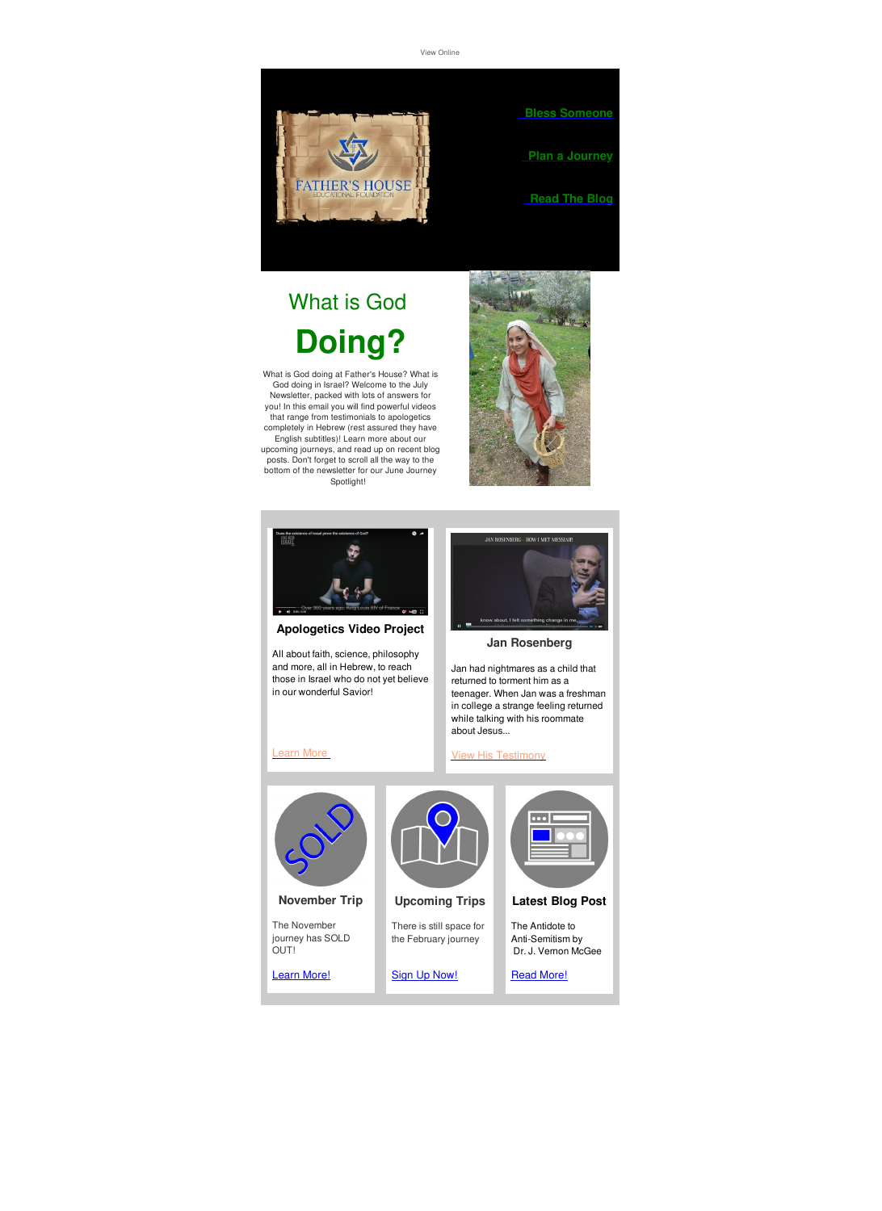View Online

FATHER'S HOUSE
EDUCATIONAL FOUNDATION

Bless Someone

Plan a Journey

Read The Blog

# What is God

# Doing?

What is God doing at Father's House? What is God doing in Israel? Welcome to the July Newsletter, packed with lots of answers for you! In this email you will find powerful videos that range from testimonials to apologetics completely in Hebrew (rest assured they have English subtitles)! Learn more about our upcoming journeys, and read up on recent blog posts. Don't forget to scroll all the way to the bottom of the newsletter for our June Journey Spotlight!

### Apologetics Video Project

All about faith, science, philosophy and more, all in Hebrew, to reach those in Israel who do not yet believe in our wonderful Savior!

Learn More

### Jan Rosenberg

Jan had nightmares as a child that returned to torment him as a teenager. When Jan was a freshman in college a strange feeling returned while talking with his roommate about Jesus...

View His Testimony

### November Trip

The November journey has SOLD OUT!

Learn More!

### Upcoming Trips

There is still space for the February journey

Sign Up Now!

### Latest Blog Post

The Antidote to Anti-Semitism by Dr. J. Vernon McGee

Read More!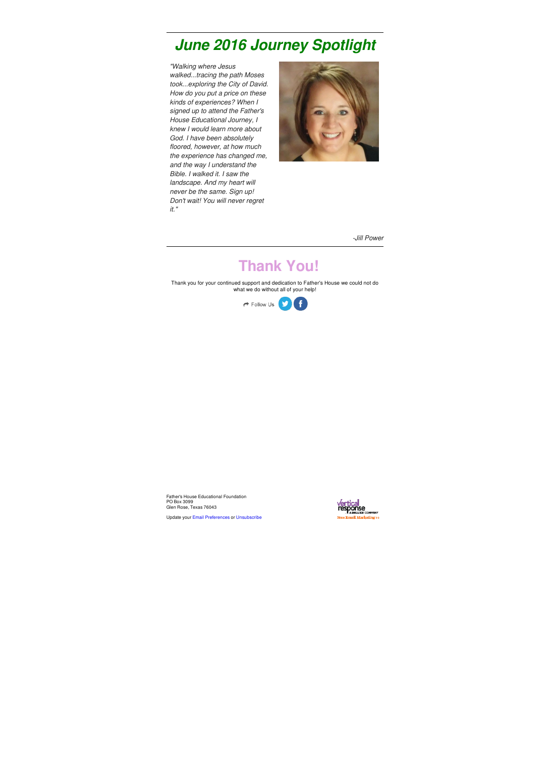# *June 2016 Journey Spotlight*

*"Walking where Jesus walked...tracing the path Moses took...exploring the City of David. How do you put a price on these kinds of experiences? When I signed up to attend the Father's House Educational Journey, I knew I would learn more about God. I have been absolutely floored, however, at how much the experience has changed me, and the way I understand the Bible. I walked it. I saw the landscape. And my heart will never be the same. Sign up! Don't wait! You will never regret it."*

*-Jill Power*

# Thank You!

Thank you for your continued support and dedication to Father's House we could not do what we do without all of your help!

Follow Us

Father's House Educational Foundation
PO Box 3099
Glen Rose, Texas 76043

Update your Email Preferences or Unsubscribe